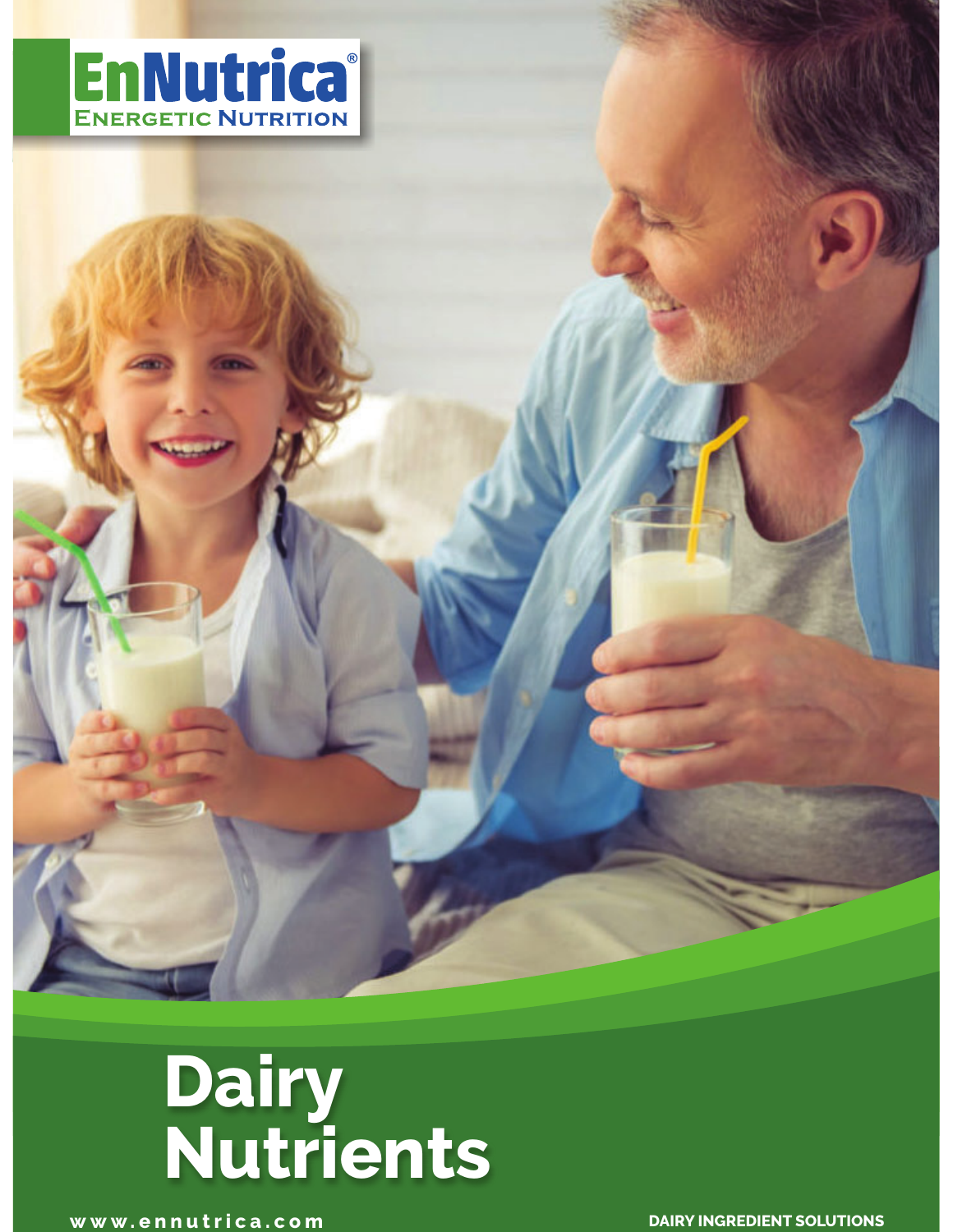EnNutrica®

ENERGETIC NUTRITION

# Dairy Nutrients

www.ennutrica.com

DAIRY INGREDIENT SOLUTIONS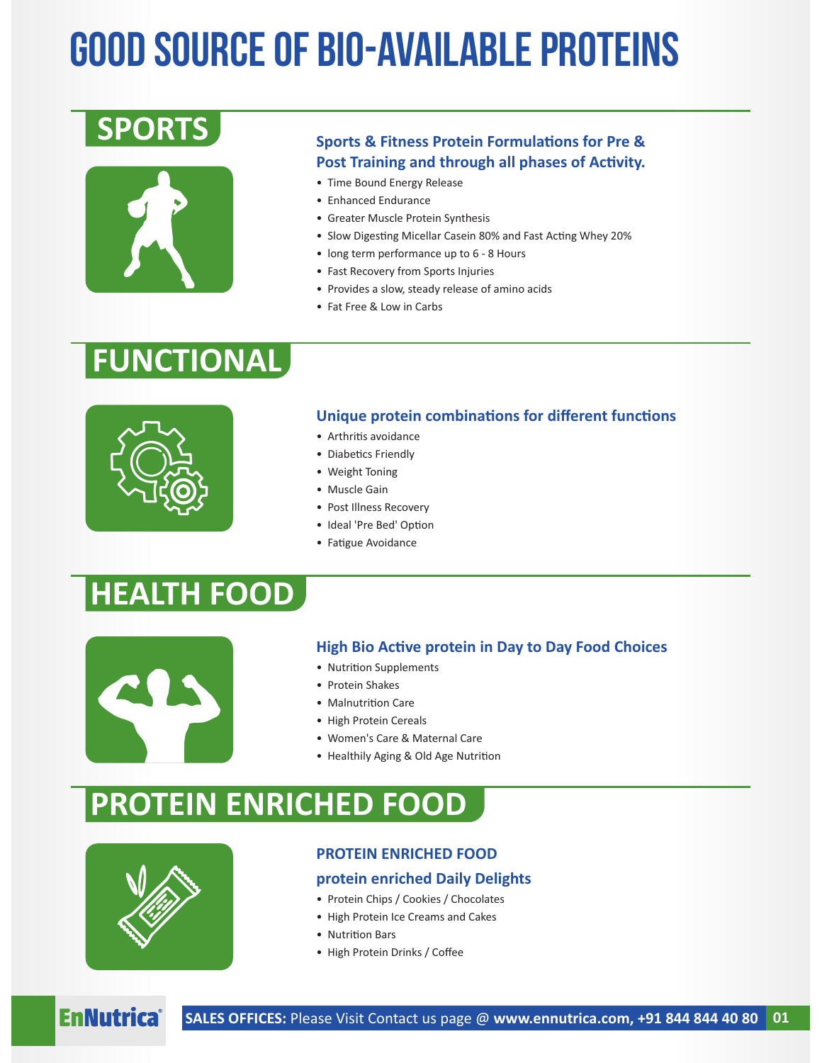# GOOD SOURCE OF BIO-AVAILABLE PROTEINS

## SPORTS

### Sports & Fitness Protein Formulations for Pre & Post Training and through all phases of Activity.

- Time Bound Energy Release
- Enhanced Endurance
- Greater Muscle Protein Synthesis
- Slow Digesting Micellar Casein 80% and Fast Acting Whey 20%
- long term performance up to 6 - 8 Hours
- Fast Recovery from Sports Injuries
- Provides a slow, steady release of amino acids
- Fat Free & Low in Carbs

## FUNCTIONAL

### Unique protein combinations for different functions

- Arthritis avoidance
- Diabetics Friendly
- Weight Toning
- Muscle Gain
- Post Illness Recovery
- Ideal 'Pre Bed' Option
- Fatigue Avoidance

## HEALTH FOOD

### High Bio Active protein in Day to Day Food Choices

- Nutrition Supplements
- Protein Shakes
- Malnutrition Care
- High Protein Cereals
- Women's Care & Maternal Care
- Healthily Aging & Old Age Nutrition

## PROTEIN ENRICHED FOOD

### PROTEIN ENRICHED FOOD

### protein enriched Daily Delights

- Protein Chips / Cookies / Chocolates
- High Protein Ice Creams and Cakes
- Nutrition Bars
- High Protein Drinks / Coffee

EnNutrica® **SALES OFFICES:** Please Visit Contact us page @ **www.ennutrica.com, +91 844 844 40 80**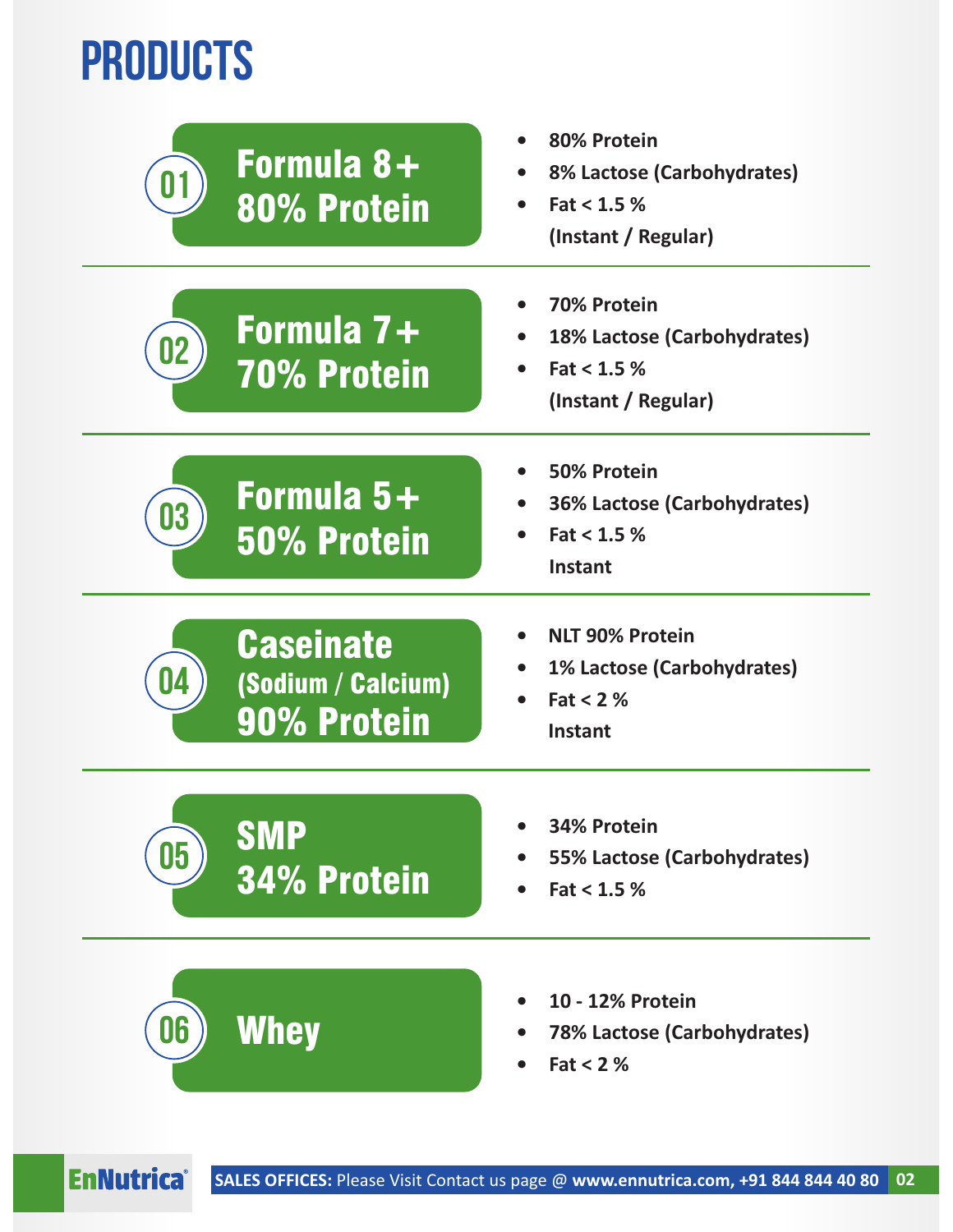# PRODUCTS

## 01 Formula 8+ 80% Protein

- 80% Protein
- 8% Lactose (Carbohydrates)
- Fat < 1.5 %
  (Instant / Regular)

## 02 Formula 7+ 70% Protein

- 70% Protein
- 18% Lactose (Carbohydrates)
- Fat < 1.5 %
  (Instant / Regular)

## 03 Formula 5+ 50% Protein

- 50% Protein
- 36% Lactose (Carbohydrates)
- Fat < 1.5 %
  Instant

## 04 Caseinate (Sodium / Calcium) 90% Protein

- NLT 90% Protein
- 1% Lactose (Carbohydrates)
- Fat < 2 %
  Instant

## 05 SMP 34% Protein

- 34% Protein
- 55% Lactose (Carbohydrates)
- Fat < 1.5 %

## 06 Whey

- 10 - 12% Protein
- 78% Lactose (Carbohydrates)
- Fat < 2 %

EnNutrica®

**SALES OFFICES:** Please Visit Contact us page @ **www.ennutrica.com, +91 844 844 40 80**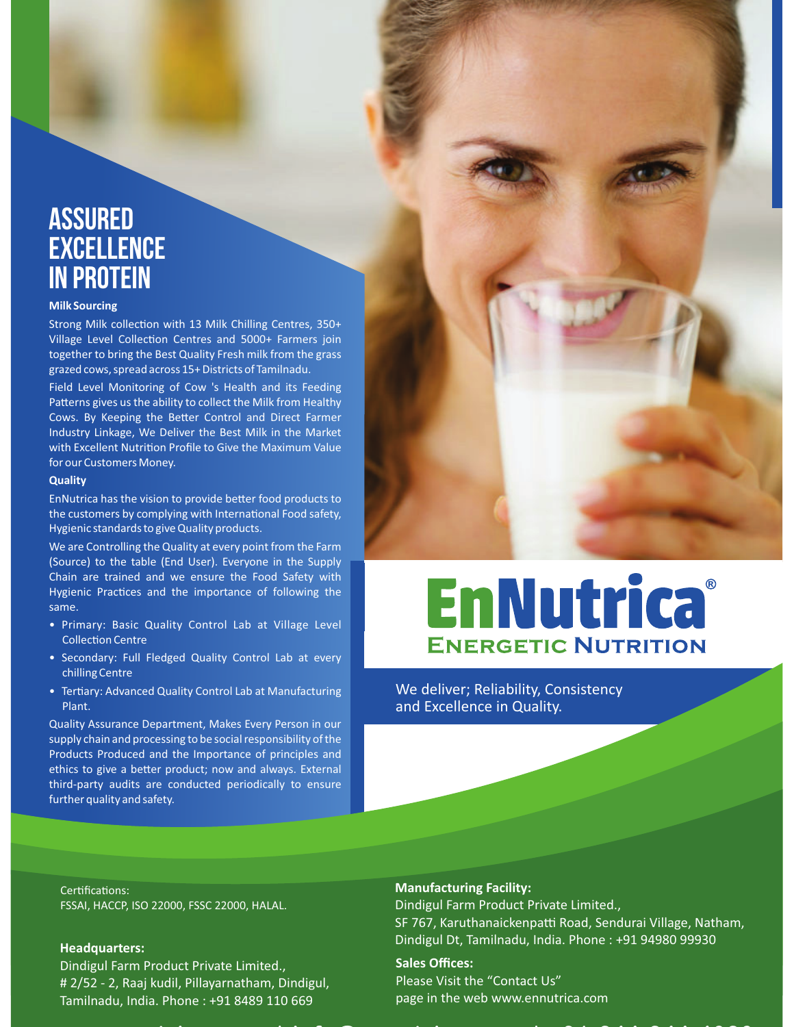# ASSURED EXCELLENCE IN PROTEIN

**Milk Sourcing**

Strong Milk collection with 13 Milk Chilling Centres, 350+ Village Level Collection Centres and 5000+ Farmers join together to bring the Best Quality Fresh milk from the grass grazed cows, spread across 15+ Districts of Tamilnadu.

Field Level Monitoring of Cow 's Health and its Feeding Patterns gives us the ability to collect the Milk from Healthy Cows. By Keeping the Better Control and Direct Farmer Industry Linkage, We Deliver the Best Milk in the Market with Excellent Nutrition Profile to Give the Maximum Value for our Customers Money.

**Quality**

EnNutrica has the vision to provide better food products to the customers by complying with International Food safety, Hygienic standards to give Quality products.

We are Controlling the Quality at every point from the Farm (Source) to the table (End User). Everyone in the Supply Chain are trained and we ensure the Food Safety with Hygienic Practices and the importance of following the same.

- Primary: Basic Quality Control Lab at Village Level Collection Centre
- Secondary: Full Fledged Quality Control Lab at every chilling Centre
- Tertiary: Advanced Quality Control Lab at Manufacturing Plant.

Quality Assurance Department, Makes Every Person in our supply chain and processing to be social responsibility of the Products Produced and the Importance of principles and ethics to give a better product; now and always. External third-party audits are conducted periodically to ensure further quality and safety.

**EnNutrica®**
ENERGETIC NUTRITION

We deliver; Reliability, Consistency and Excellence in Quality.

Certifications:
FSSAI, HACCP, ISO 22000, FSSC 22000, HALAL.

**Headquarters:**
Dindigul Farm Product Private Limited.,
# 2/52 - 2, Raaj kudil, Pillayarnatham, Dindigul,
Tamilnadu, India. Phone : +91 8489 110 669

**Manufacturing Facility:**
Dindigul Farm Product Private Limited.,
SF 767, Karuthanaickenpatti Road, Sendurai Village, Natham,
Dindigul Dt, Tamilnadu, India. Phone : +91 94980 99930

**Sales Offices:**
Please Visit the "Contact Us"
page in the web www.ennutrica.com